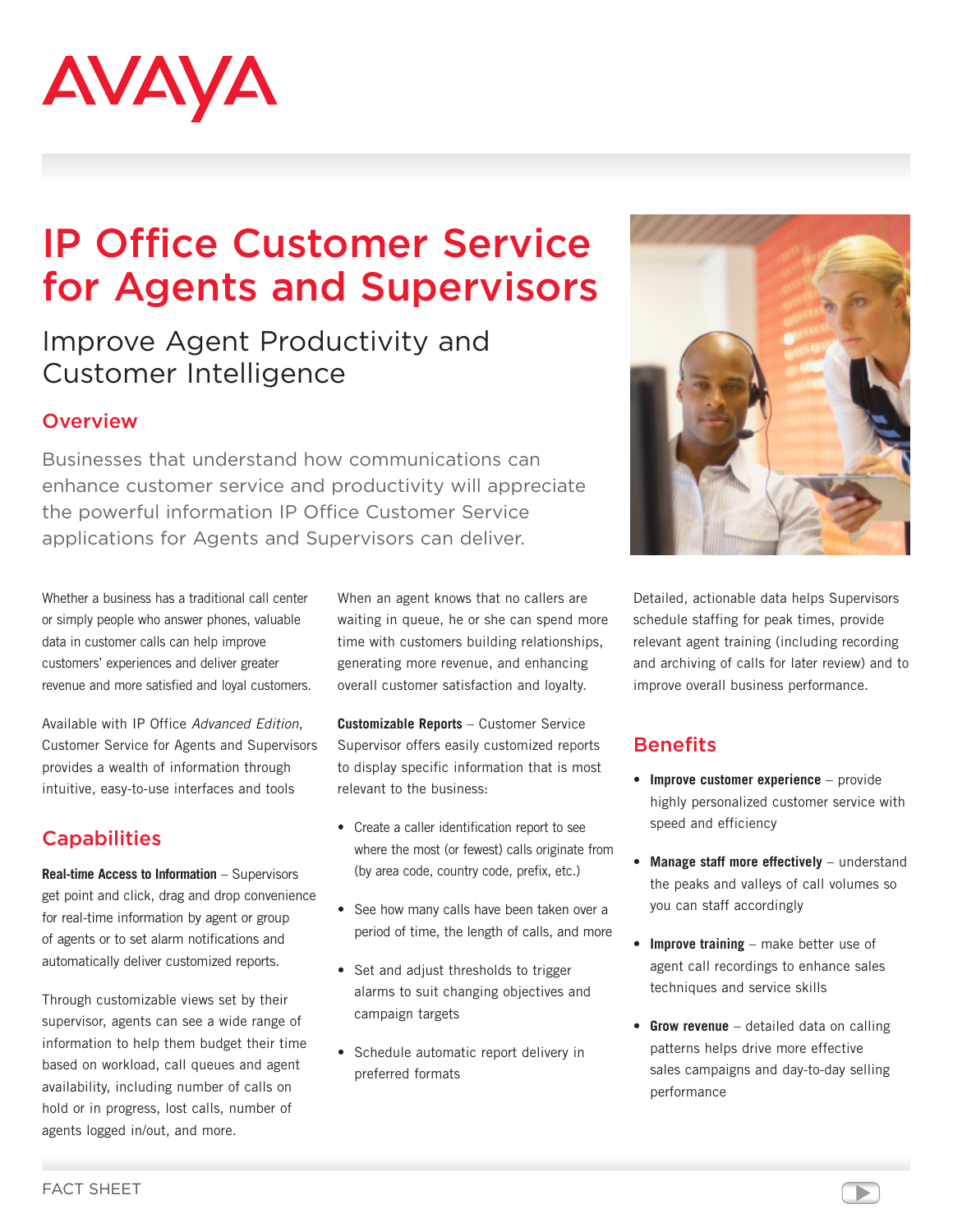AVAYA

# IP Office Customer Service for Agents and Supervisors

## Improve Agent Productivity and Customer Intelligence

### Overview

Businesses that understand how communications can enhance customer service and productivity will appreciate the powerful information IP Office Customer Service applications for Agents and Supervisors can deliver.

Whether a business has a traditional call center or simply people who answer phones, valuable data in customer calls can help improve customers' experiences and deliver greater revenue and more satisfied and loyal customers.

Available with IP Office *Advanced Edition,* Customer Service for Agents and Supervisors provides a wealth of information through intuitive, easy-to-use interfaces and tools

### Capabilities

**Real-time Access to Information** – Supervisors get point and click, drag and drop convenience for real-time information by agent or group of agents or to set alarm notifications and automatically deliver customized reports.

Through customizable views set by their supervisor, agents can see a wide range of information to help them budget their time based on workload, call queues and agent availability, including number of calls on hold or in progress, lost calls, number of agents logged in/out, and more.

When an agent knows that no callers are waiting in queue, he or she can spend more time with customers building relationships, generating more revenue, and enhancing overall customer satisfaction and loyalty.

**Customizable Reports** – Customer Service Supervisor offers easily customized reports to display specific information that is most relevant to the business:

- Create a caller identification report to see where the most (or fewest) calls originate from (by area code, country code, prefix, etc.)
- See how many calls have been taken over a period of time, the length of calls, and more
- Set and adjust thresholds to trigger alarms to suit changing objectives and campaign targets
- Schedule automatic report delivery in preferred formats

Detailed, actionable data helps Supervisors schedule staffing for peak times, provide relevant agent training (including recording and archiving of calls for later review) and to improve overall business performance.

### Benefits

- **Improve customer experience** – provide highly personalized customer service with speed and efficiency
- **Manage staff more effectively** – understand the peaks and valleys of call volumes so you can staff accordingly
- **Improve training** – make better use of agent call recordings to enhance sales techniques and service skills
- **Grow revenue** – detailed data on calling patterns helps drive more effective sales campaigns and day-to-day selling performance

FACT SHEET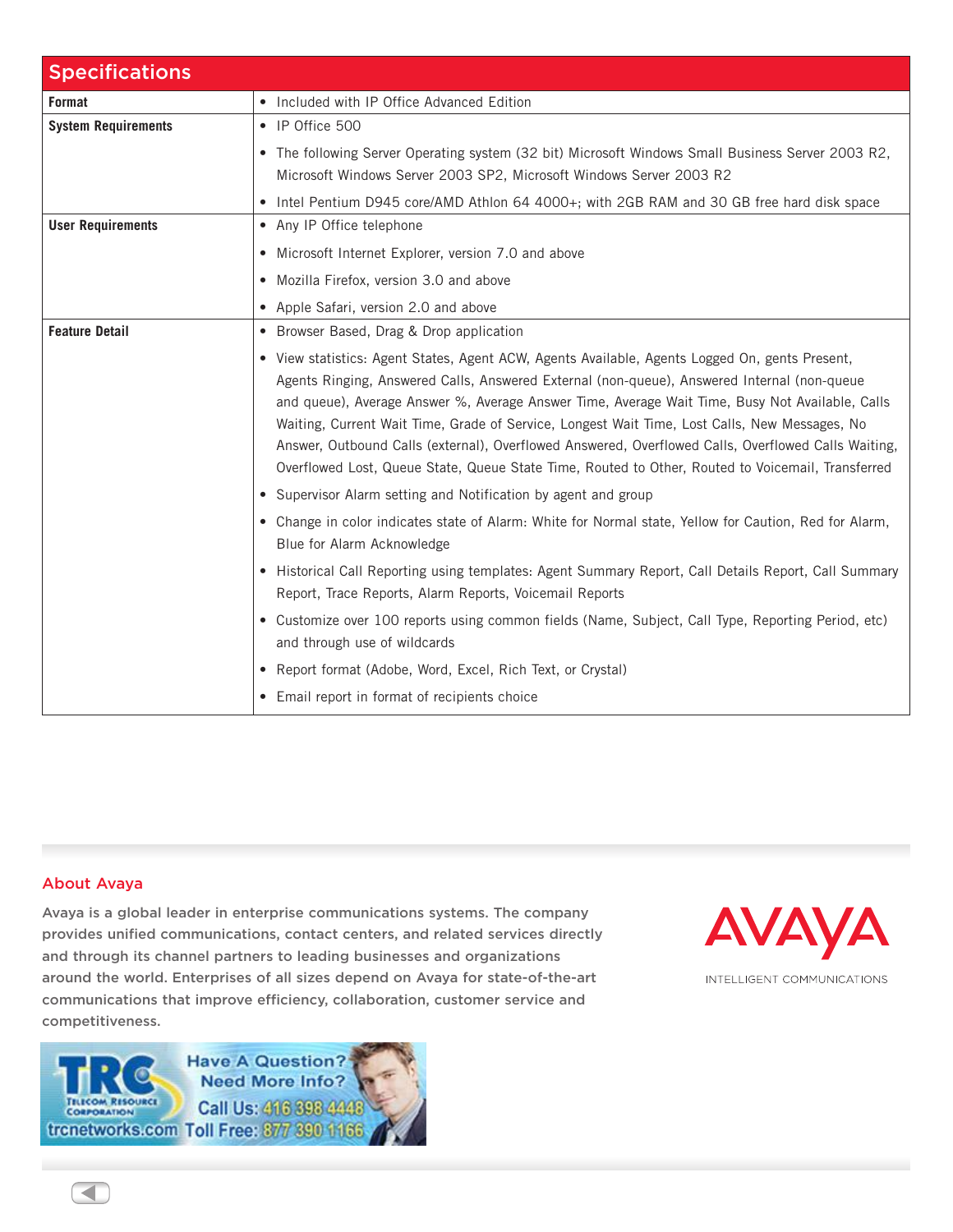## Specifications

| | |
|---|---|
| **Format** | • Included with IP Office Advanced Edition |
| **System Requirements** | • IP Office 500<br>• The following Server Operating system (32 bit) Microsoft Windows Small Business Server 2003 R2, Microsoft Windows Server 2003 SP2, Microsoft Windows Server 2003 R2<br>• Intel Pentium D945 core/AMD Athlon 64 4000+; with 2GB RAM and 30 GB free hard disk space |
| **User Requirements** | • Any IP Office telephone<br>• Microsoft Internet Explorer, version 7.0 and above<br>• Mozilla Firefox, version 3.0 and above<br>• Apple Safari, version 2.0 and above |
| **Feature Detail** | • Browser Based, Drag & Drop application<br>• View statistics: Agent States, Agent ACW, Agents Available, Agents Logged On, gents Present, Agents Ringing, Answered Calls, Answered External (non-queue), Answered Internal (non-queue and queue), Average Answer %, Average Answer Time, Average Wait Time, Busy Not Available, Calls Waiting, Current Wait Time, Grade of Service, Longest Wait Time, Lost Calls, New Messages, No Answer, Outbound Calls (external), Overflowed Answered, Overflowed Calls, Overflowed Calls Waiting, Overflowed Lost, Queue State, Queue State Time, Routed to Other, Routed to Voicemail, Transferred<br>• Supervisor Alarm setting and Notification by agent and group<br>• Change in color indicates state of Alarm: White for Normal state, Yellow for Caution, Red for Alarm, Blue for Alarm Acknowledge<br>• Historical Call Reporting using templates: Agent Summary Report, Call Details Report, Call Summary Report, Trace Reports, Alarm Reports, Voicemail Reports<br>• Customize over 100 reports using common fields (Name, Subject, Call Type, Reporting Period, etc) and through use of wildcards<br>• Report format (Adobe, Word, Excel, Rich Text, or Crystal)<br>• Email report in format of recipients choice |

## About Avaya

Avaya is a global leader in enterprise communications systems. The company provides unified communications, contact centers, and related services directly and through its channel partners to leading businesses and organizations around the world. Enterprises of all sizes depend on Avaya for state-of-the-art communications that improve efficiency, collaboration, customer service and competitiveness.

AVAYA
INTELLIGENT COMMUNICATIONS

TRC Telecom Resource Corporation
trcnetworks.com
Have A Question? Need More Info?
Call Us: 416 398 4448
Toll Free: 877 390 1166